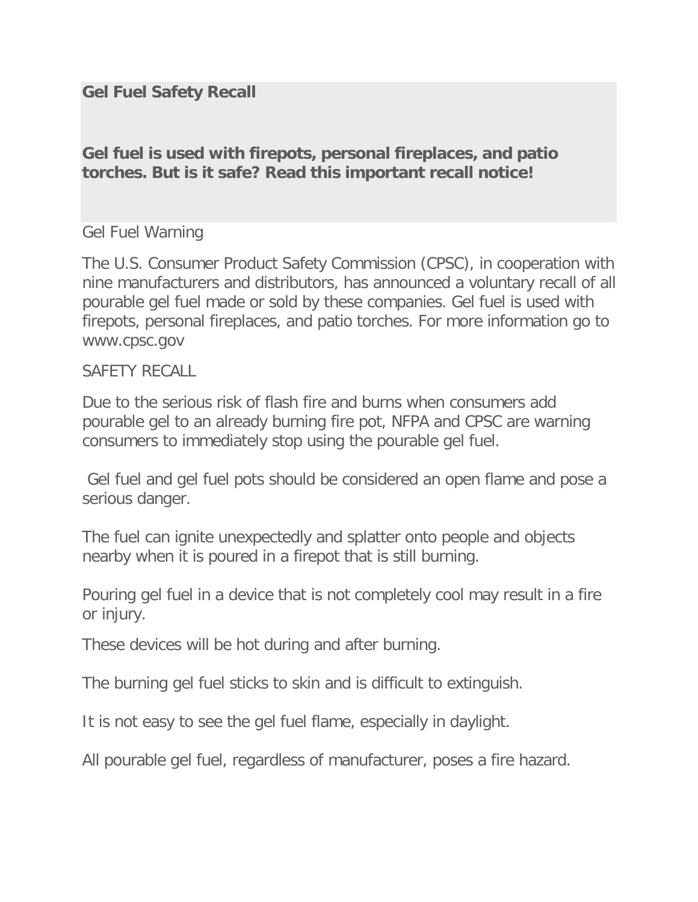# Gel Fuel Safety Recall

**Gel fuel is used with firepots, personal fireplaces, and patio torches. But is it safe? Read this important recall notice!**

Gel Fuel Warning

The U.S. Consumer Product Safety Commission (CPSC), in cooperation with nine manufacturers and distributors, has announced a voluntary recall of all pourable gel fuel made or sold by these companies. Gel fuel is used with firepots, personal fireplaces, and patio torches. For more information go to www.cpsc.gov

SAFETY RECALL

Due to the serious risk of flash fire and burns when consumers add pourable gel to an already burning fire pot, NFPA and CPSC are warning consumers to immediately stop using the pourable gel fuel.

Gel fuel and gel fuel pots should be considered an open flame and pose a serious danger.

The fuel can ignite unexpectedly and splatter onto people and objects nearby when it is poured in a firepot that is still burning.

Pouring gel fuel in a device that is not completely cool may result in a fire or injury.

These devices will be hot during and after burning.

The burning gel fuel sticks to skin and is difficult to extinguish.

It is not easy to see the gel fuel flame, especially in daylight.

All pourable gel fuel, regardless of manufacturer, poses a fire hazard.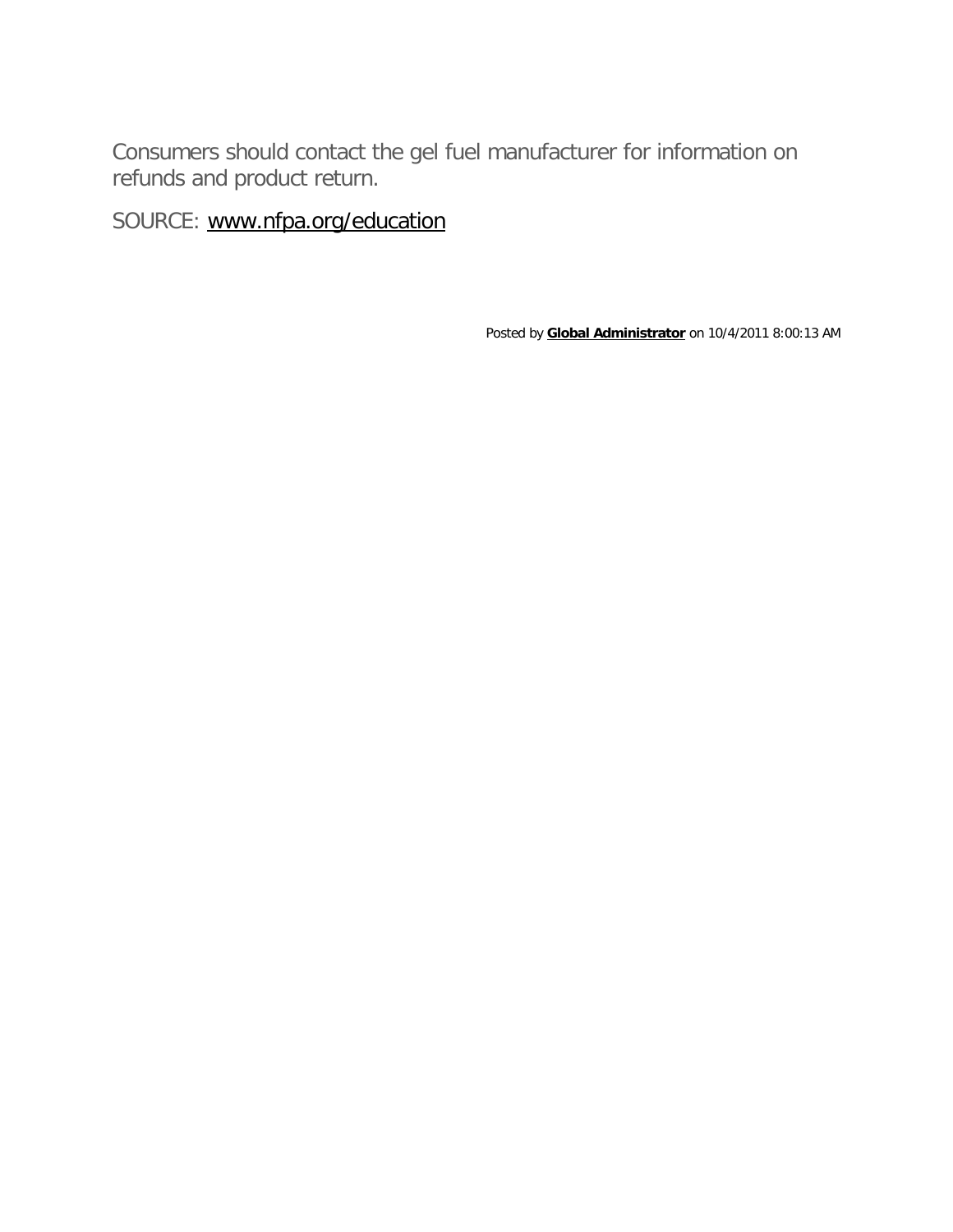Consumers should contact the gel fuel manufacturer for information on refunds and product return.

SOURCE: www.nfpa.org/education

Posted by **Global Administrator** on 10/4/2011 8:00:13 AM